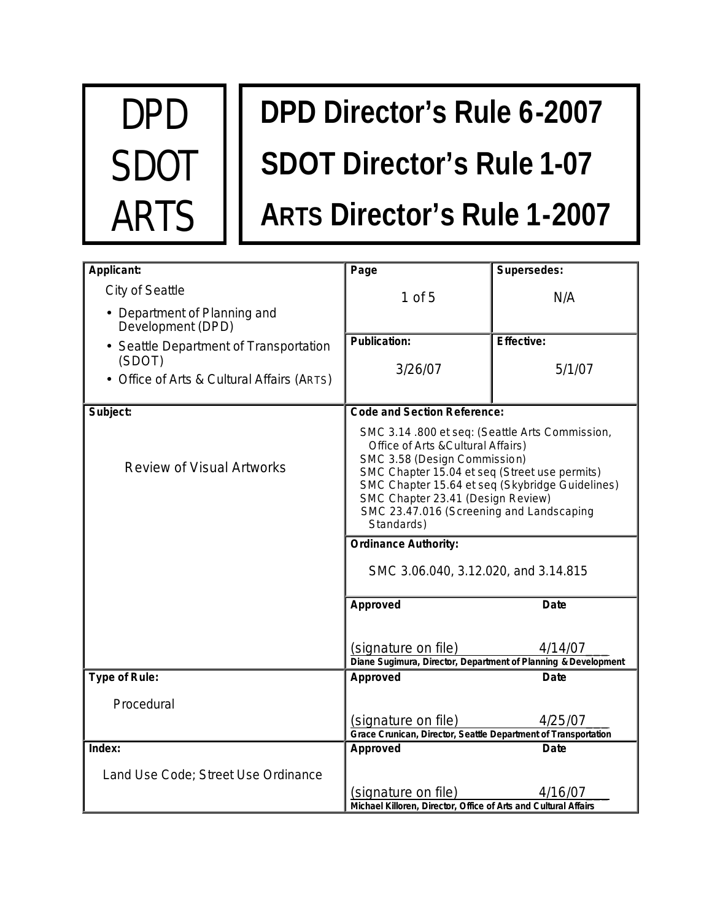| DPD SDOT ARTS | DPD Director's Rule 6-2007 SDOT Director's Rule 1-07 ARTS Director's Rule 1-2007 |
|---|---|

| **Applicant:** | **Page** | **Supersedes:** |
|---|---|---|
| City of Seattle<br>• Department of Planning and Development (DPD)<br>• Seattle Department of Transportation (SDOT)<br>• Office of Arts & Cultural Affairs (ARTS) | 1 of 5 | N/A |
| | **Publication:**<br>3/26/07 | **Effective:**<br>5/1/07 |
| **Subject:** | **Code and Section Reference:** | |
| Review of Visual Artworks | SMC 3.14 .800 et seq: (Seattle Arts Commission, Office of Arts &Cultural Affairs)<br>SMC 3.58 (Design Commission)<br>SMC Chapter 15.04 et seq (Street use permits)<br>SMC Chapter 15.64 et seq (Skybridge Guidelines)<br>SMC Chapter 23.41 (Design Review)<br>SMC 23.47.016 (Screening and Landscaping Standards) | |
| | **Ordinance Authority:**<br>SMC 3.06.040, 3.12.020, and 3.14.815 | |
| | **Approved**<br>(signature on file)<br>**Diane Sugimura, Director, Department of Planning & Development** | **Date**<br>4/14/07 |
| **Type of Rule:**<br>Procedural | **Approved**<br>(signature on file)<br>**Grace Crunican, Director, Seattle Department of Transportation** | **Date**<br>4/25/07 |
| **Index:**<br>Land Use Code; Street Use Ordinance | **Approved**<br>(signature on file)<br>**Michael Killoren, Director, Office of Arts and Cultural Affairs** | **Date**<br>4/16/07 |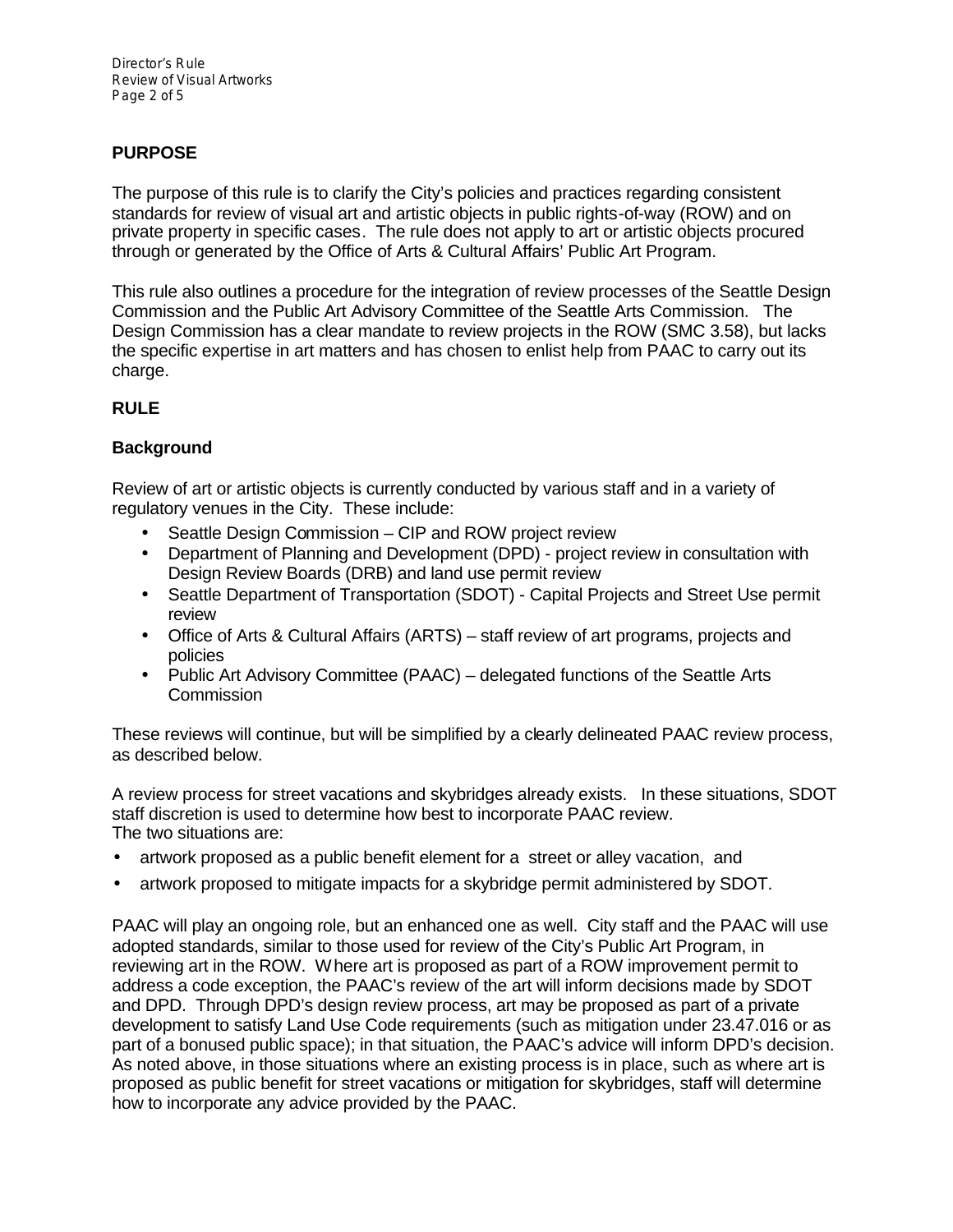## PURPOSE

The purpose of this rule is to clarify the City's policies and practices regarding consistent standards for review of visual art and artistic objects in public rights-of-way (ROW) and on private property in specific cases. The rule does not apply to art or artistic objects procured through or generated by the Office of Arts & Cultural Affairs' Public Art Program.

This rule also outlines a procedure for the integration of review processes of the Seattle Design Commission and the Public Art Advisory Committee of the Seattle Arts Commission. The Design Commission has a clear mandate to review projects in the ROW (SMC 3.58), but lacks the specific expertise in art matters and has chosen to enlist help from PAAC to carry out its charge.

## RULE

### Background

Review of art or artistic objects is currently conducted by various staff and in a variety of regulatory venues in the City. These include:

- Seattle Design Commission – CIP and ROW project review
- Department of Planning and Development (DPD) - project review in consultation with Design Review Boards (DRB) and land use permit review
- Seattle Department of Transportation (SDOT) - Capital Projects and Street Use permit review
- Office of Arts & Cultural Affairs (ARTS) – staff review of art programs, projects and policies
- Public Art Advisory Committee (PAAC) – delegated functions of the Seattle Arts Commission

These reviews will continue, but will be simplified by a clearly delineated PAAC review process, as described below.

A review process for street vacations and skybridges already exists. In these situations, SDOT staff discretion is used to determine how best to incorporate PAAC review.
The two situations are:

- artwork proposed as a public benefit element for a street or alley vacation, and
- artwork proposed to mitigate impacts for a skybridge permit administered by SDOT.

PAAC will play an ongoing role, but an enhanced one as well. City staff and the PAAC will use adopted standards, similar to those used for review of the City's Public Art Program, in reviewing art in the ROW. Where art is proposed as part of a ROW improvement permit to address a code exception, the PAAC's review of the art will inform decisions made by SDOT and DPD. Through DPD's design review process, art may be proposed as part of a private development to satisfy Land Use Code requirements (such as mitigation under 23.47.016 or as part of a bonused public space); in that situation, the PAAC's advice will inform DPD's decision. As noted above, in those situations where an existing process is in place, such as where art is proposed as public benefit for street vacations or mitigation for skybridges, staff will determine how to incorporate any advice provided by the PAAC.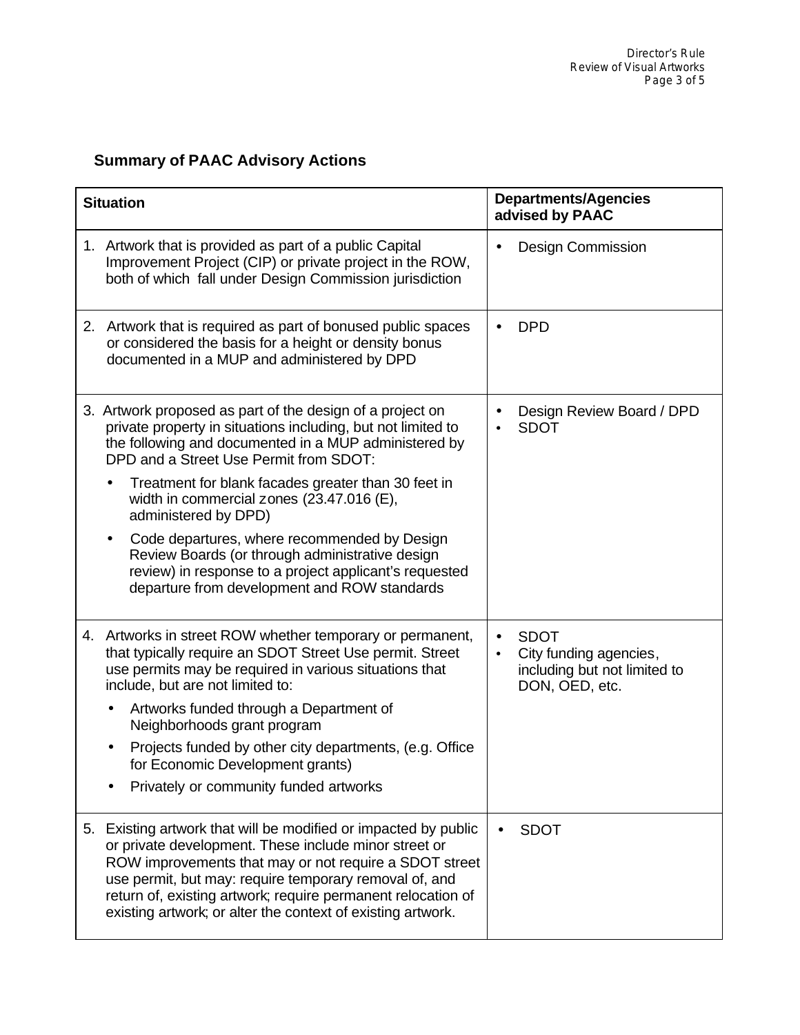## Summary of PAAC Advisory Actions

| Situation | Departments/Agencies advised by PAAC |
|---|---|
| 1. Artwork that is provided as part of a public Capital Improvement Project (CIP) or private project in the ROW, both of which fall under Design Commission jurisdiction | • Design Commission |
| 2. Artwork that is required as part of bonused public spaces or considered the basis for a height or density bonus documented in a MUP and administered by DPD | • DPD |
| 3. Artwork proposed as part of the design of a project on private property in situations including, but not limited to the following and documented in a MUP administered by DPD and a Street Use Permit from SDOT:<br>• Treatment for blank facades greater than 30 feet in width in commercial zones (23.47.016 (E), administered by DPD)<br>• Code departures, where recommended by Design Review Boards (or through administrative design review) in response to a project applicant's requested departure from development and ROW standards | • Design Review Board / DPD<br>• SDOT |
| 4. Artworks in street ROW whether temporary or permanent, that typically require an SDOT Street Use permit. Street use permits may be required in various situations that include, but are not limited to:<br>• Artworks funded through a Department of Neighborhoods grant program<br>• Projects funded by other city departments, (e.g. Office for Economic Development grants)<br>• Privately or community funded artworks | • SDOT<br>• City funding agencies, including but not limited to DON, OED, etc. |
| 5. Existing artwork that will be modified or impacted by public or private development. These include minor street or ROW improvements that may or not require a SDOT street use permit, but may: require temporary removal of, and return of, existing artwork; require permanent relocation of existing artwork; or alter the context of existing artwork. | • SDOT |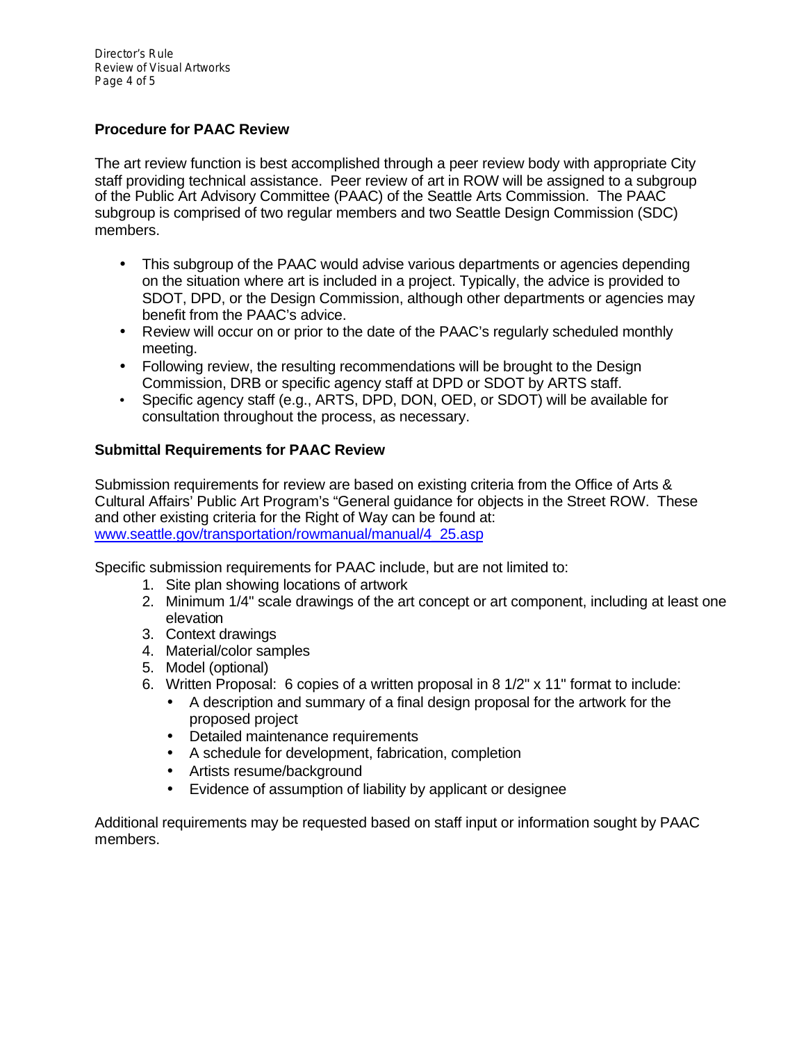### Procedure for PAAC Review

The art review function is best accomplished through a peer review body with appropriate City staff providing technical assistance. Peer review of art in ROW will be assigned to a subgroup of the Public Art Advisory Committee (PAAC) of the Seattle Arts Commission. The PAAC subgroup is comprised of two regular members and two Seattle Design Commission (SDC) members.

- This subgroup of the PAAC would advise various departments or agencies depending on the situation where art is included in a project. Typically, the advice is provided to SDOT, DPD, or the Design Commission, although other departments or agencies may benefit from the PAAC's advice.
- Review will occur on or prior to the date of the PAAC's regularly scheduled monthly meeting.
- Following review, the resulting recommendations will be brought to the Design Commission, DRB or specific agency staff at DPD or SDOT by ARTS staff.
- Specific agency staff (e.g., ARTS, DPD, DON, OED, or SDOT) will be available for consultation throughout the process, as necessary.

### Submittal Requirements for PAAC Review

Submission requirements for review are based on existing criteria from the Office of Arts & Cultural Affairs' Public Art Program's "General guidance for objects in the Street ROW. These and other existing criteria for the Right of Way can be found at: [www.seattle.gov/transportation/rowmanual/manual/4_25.asp](www.seattle.gov/transportation/rowmanual/manual/4_25.asp)

Specific submission requirements for PAAC include, but are not limited to:

1. Site plan showing locations of artwork
2. Minimum 1/4" scale drawings of the art concept or art component, including at least one elevation
3. Context drawings
4. Material/color samples
5. Model (optional)
6. Written Proposal: 6 copies of a written proposal in 8 1/2" x 11" format to include:
   - A description and summary of a final design proposal for the artwork for the proposed project
   - Detailed maintenance requirements
   - A schedule for development, fabrication, completion
   - Artists resume/background
   - Evidence of assumption of liability by applicant or designee

Additional requirements may be requested based on staff input or information sought by PAAC members.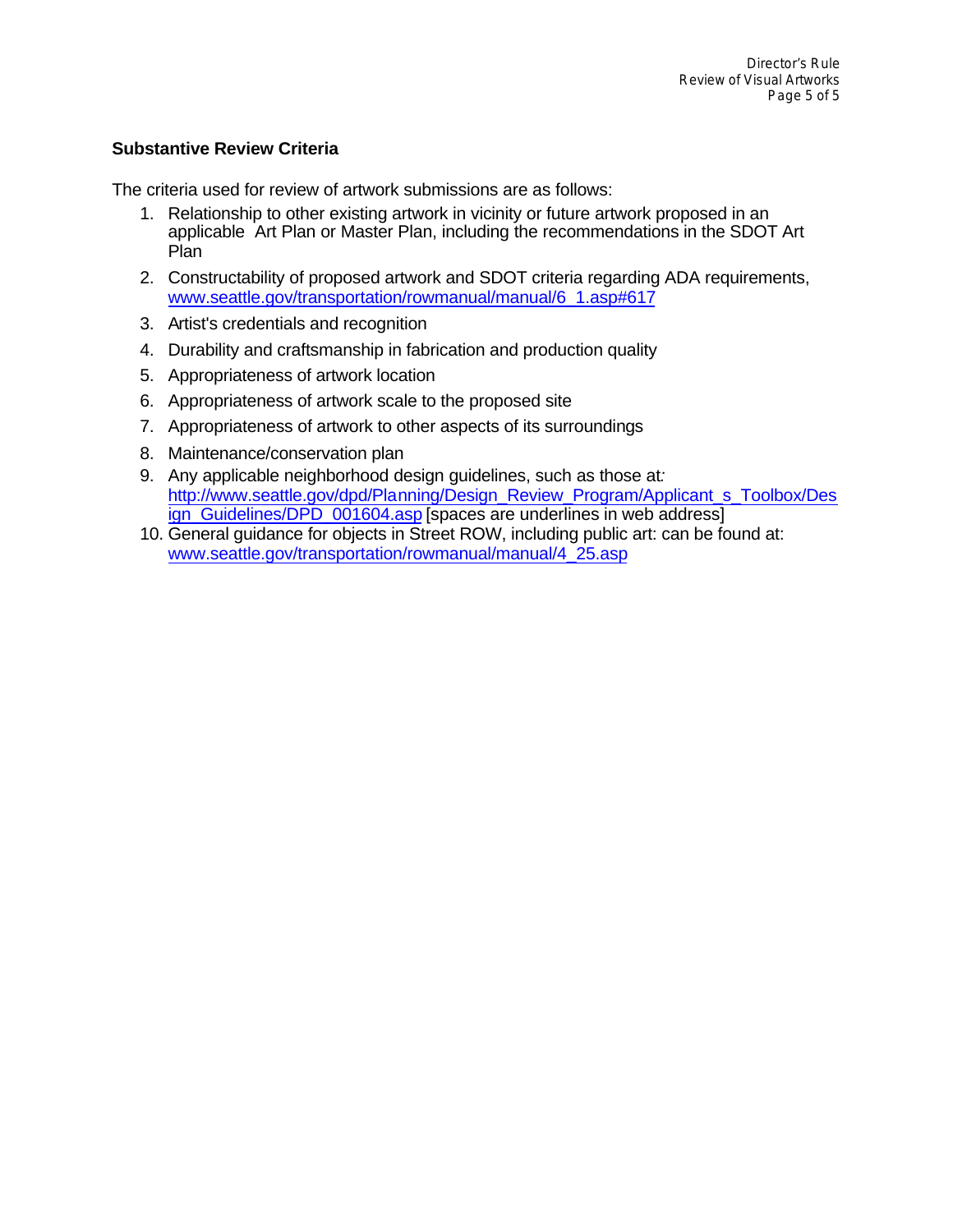**Substantive Review Criteria**

The criteria used for review of artwork submissions are as follows:

1. Relationship to other existing artwork in vicinity or future artwork proposed in an applicable Art Plan or Master Plan, including the recommendations in the SDOT Art Plan
2. Constructability of proposed artwork and SDOT criteria regarding ADA requirements, www.seattle.gov/transportation/rowmanual/manual/6_1.asp#617
3. Artist's credentials and recognition
4. Durability and craftsmanship in fabrication and production quality
5. Appropriateness of artwork location
6. Appropriateness of artwork scale to the proposed site
7. Appropriateness of artwork to other aspects of its surroundings
8. Maintenance/conservation plan
9. Any applicable neighborhood design guidelines, such as those at: http://www.seattle.gov/dpd/Planning/Design_Review_Program/Applicant_s_Toolbox/Design_Guidelines/DPD_001604.asp [spaces are underlines in web address]
10. General guidance for objects in Street ROW, including public art: can be found at: www.seattle.gov/transportation/rowmanual/manual/4_25.asp